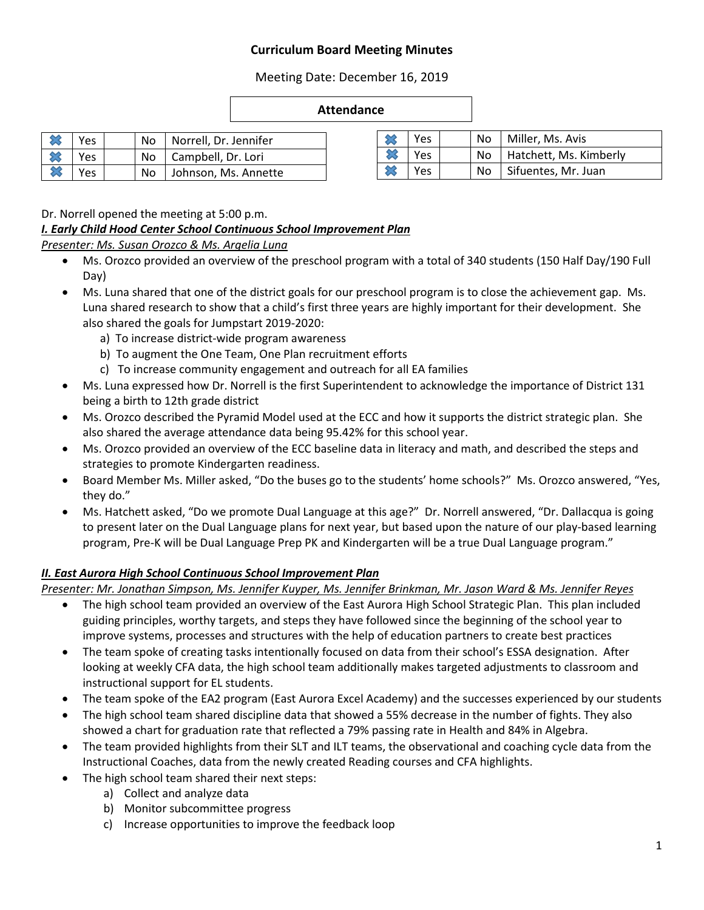# Curriculum Board Meeting Minutes

Meeting Date: December 16, 2019

## Attendance

| | | | | |
|---|---|---|---|---|
| ✖ | Yes | | No | Norrell, Dr. Jennifer |
| ✖ | Yes | | No | Campbell, Dr. Lori |
| ✖ | Yes | | No | Johnson, Ms. Annette |
| ✖ | Yes | | No | Miller, Ms. Avis |
| ✖ | Yes | | No | Hatchett, Ms. Kimberly |
| ✖ | Yes | | No | Sifuentes, Mr. Juan |

Dr. Norrell opened the meeting at 5:00 p.m.

***I. Early Child Hood Center School Continuous School Improvement Plan***

*Presenter: Ms. Susan Orozco & Ms. Argelia Luna*

- Ms. Orozco provided an overview of the preschool program with a total of 340 students (150 Half Day/190 Full Day)
- Ms. Luna shared that one of the district goals for our preschool program is to close the achievement gap. Ms. Luna shared research to show that a child's first three years are highly important for their development. She also shared the goals for Jumpstart 2019-2020:
  a) To increase district-wide program awareness
  b) To augment the One Team, One Plan recruitment efforts
  c) To increase community engagement and outreach for all EA families
- Ms. Luna expressed how Dr. Norrell is the first Superintendent to acknowledge the importance of District 131 being a birth to 12th grade district
- Ms. Orozco described the Pyramid Model used at the ECC and how it supports the district strategic plan. She also shared the average attendance data being 95.42% for this school year.
- Ms. Orozco provided an overview of the ECC baseline data in literacy and math, and described the steps and strategies to promote Kindergarten readiness.
- Board Member Ms. Miller asked, "Do the buses go to the students' home schools?" Ms. Orozco answered, "Yes, they do."
- Ms. Hatchett asked, "Do we promote Dual Language at this age?" Dr. Norrell answered, "Dr. Dallacqua is going to present later on the Dual Language plans for next year, but based upon the nature of our play-based learning program, Pre-K will be Dual Language Prep PK and Kindergarten will be a true Dual Language program."

***II. East Aurora High School Continuous School Improvement Plan***

*Presenter: Mr. Jonathan Simpson, Ms. Jennifer Kuyper, Ms. Jennifer Brinkman, Mr. Jason Ward & Ms. Jennifer Reyes*

- The high school team provided an overview of the East Aurora High School Strategic Plan. This plan included guiding principles, worthy targets, and steps they have followed since the beginning of the school year to improve systems, processes and structures with the help of education partners to create best practices
- The team spoke of creating tasks intentionally focused on data from their school's ESSA designation. After looking at weekly CFA data, the high school team additionally makes targeted adjustments to classroom and instructional support for EL students.
- The team spoke of the EA2 program (East Aurora Excel Academy) and the successes experienced by our students
- The high school team shared discipline data that showed a 55% decrease in the number of fights. They also showed a chart for graduation rate that reflected a 79% passing rate in Health and 84% in Algebra.
- The team provided highlights from their SLT and ILT teams, the observational and coaching cycle data from the Instructional Coaches, data from the newly created Reading courses and CFA highlights.
- The high school team shared their next steps:
  a) Collect and analyze data
  b) Monitor subcommittee progress
  c) Increase opportunities to improve the feedback loop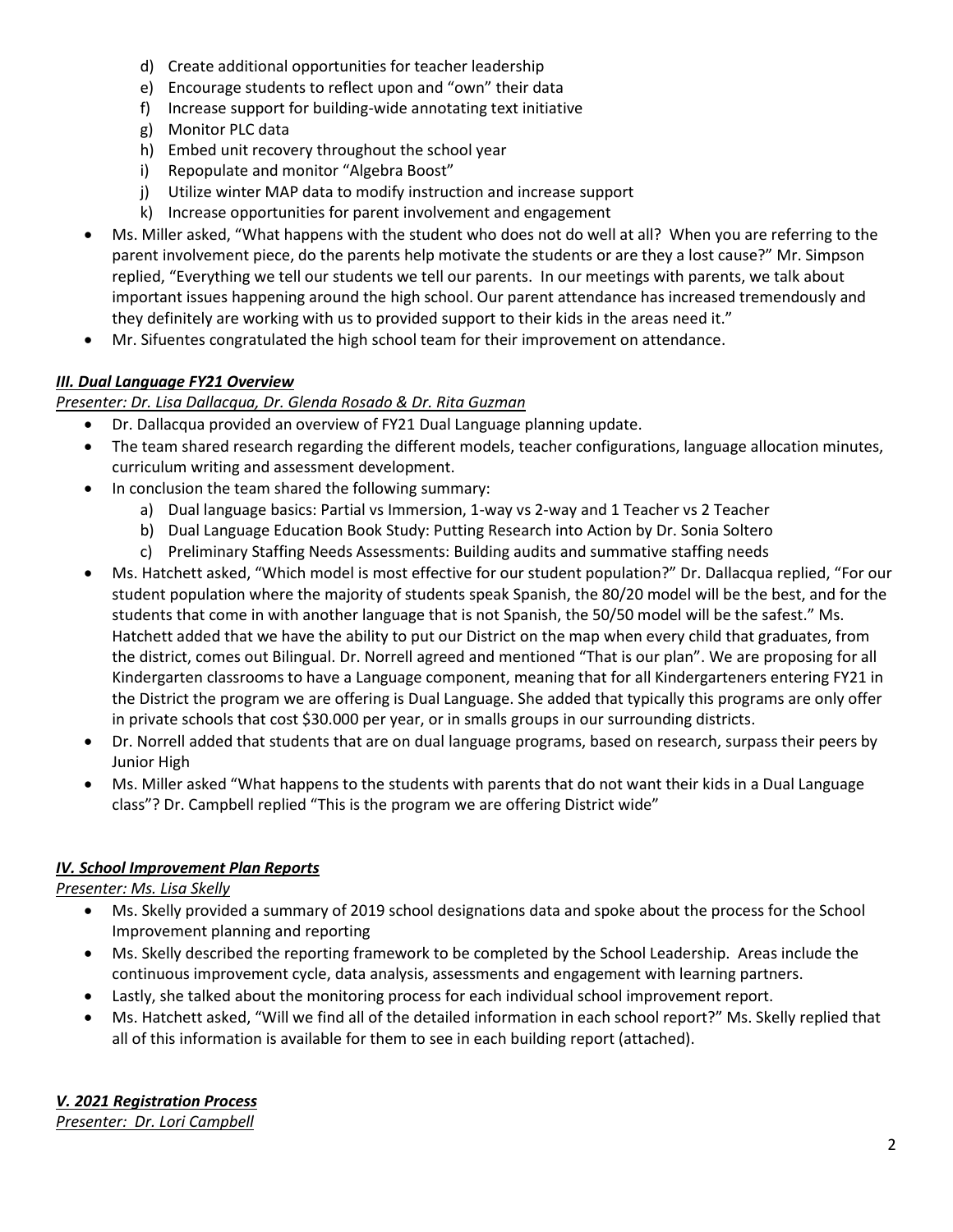d) Create additional opportunities for teacher leadership
e) Encourage students to reflect upon and "own" their data
f) Increase support for building-wide annotating text initiative
g) Monitor PLC data
h) Embed unit recovery throughout the school year
i) Repopulate and monitor "Algebra Boost"
j) Utilize winter MAP data to modify instruction and increase support
k) Increase opportunities for parent involvement and engagement

- Ms. Miller asked, "What happens with the student who does not do well at all? When you are referring to the parent involvement piece, do the parents help motivate the students or are they a lost cause?" Mr. Simpson replied, "Everything we tell our students we tell our parents. In our meetings with parents, we talk about important issues happening around the high school. Our parent attendance has increased tremendously and they definitely are working with us to provided support to their kids in the areas need it."
- Mr. Sifuentes congratulated the high school team for their improvement on attendance.

***III. Dual Language FY21 Overview***

*Presenter: Dr. Lisa Dallacqua, Dr. Glenda Rosado & Dr. Rita Guzman*

- Dr. Dallacqua provided an overview of FY21 Dual Language planning update.
- The team shared research regarding the different models, teacher configurations, language allocation minutes, curriculum writing and assessment development.
- In conclusion the team shared the following summary:
  a) Dual language basics: Partial vs Immersion, 1-way vs 2-way and 1 Teacher vs 2 Teacher
  b) Dual Language Education Book Study: Putting Research into Action by Dr. Sonia Soltero
  c) Preliminary Staffing Needs Assessments: Building audits and summative staffing needs
- Ms. Hatchett asked, "Which model is most effective for our student population?" Dr. Dallacqua replied, "For our student population where the majority of students speak Spanish, the 80/20 model will be the best, and for the students that come in with another language that is not Spanish, the 50/50 model will be the safest." Ms. Hatchett added that we have the ability to put our District on the map when every child that graduates, from the district, comes out Bilingual. Dr. Norrell agreed and mentioned "That is our plan". We are proposing for all Kindergarten classrooms to have a Language component, meaning that for all Kindergarteners entering FY21 in the District the program we are offering is Dual Language. She added that typically this programs are only offer in private schools that cost $30.000 per year, or in smalls groups in our surrounding districts.
- Dr. Norrell added that students that are on dual language programs, based on research, surpass their peers by Junior High
- Ms. Miller asked "What happens to the students with parents that do not want their kids in a Dual Language class"? Dr. Campbell replied "This is the program we are offering District wide"

***IV. School Improvement Plan Reports***

*Presenter: Ms. Lisa Skelly*

- Ms. Skelly provided a summary of 2019 school designations data and spoke about the process for the School Improvement planning and reporting
- Ms. Skelly described the reporting framework to be completed by the School Leadership. Areas include the continuous improvement cycle, data analysis, assessments and engagement with learning partners.
- Lastly, she talked about the monitoring process for each individual school improvement report.
- Ms. Hatchett asked, "Will we find all of the detailed information in each school report?" Ms. Skelly replied that all of this information is available for them to see in each building report (attached).

***V. 2021 Registration Process***

*Presenter: Dr. Lori Campbell*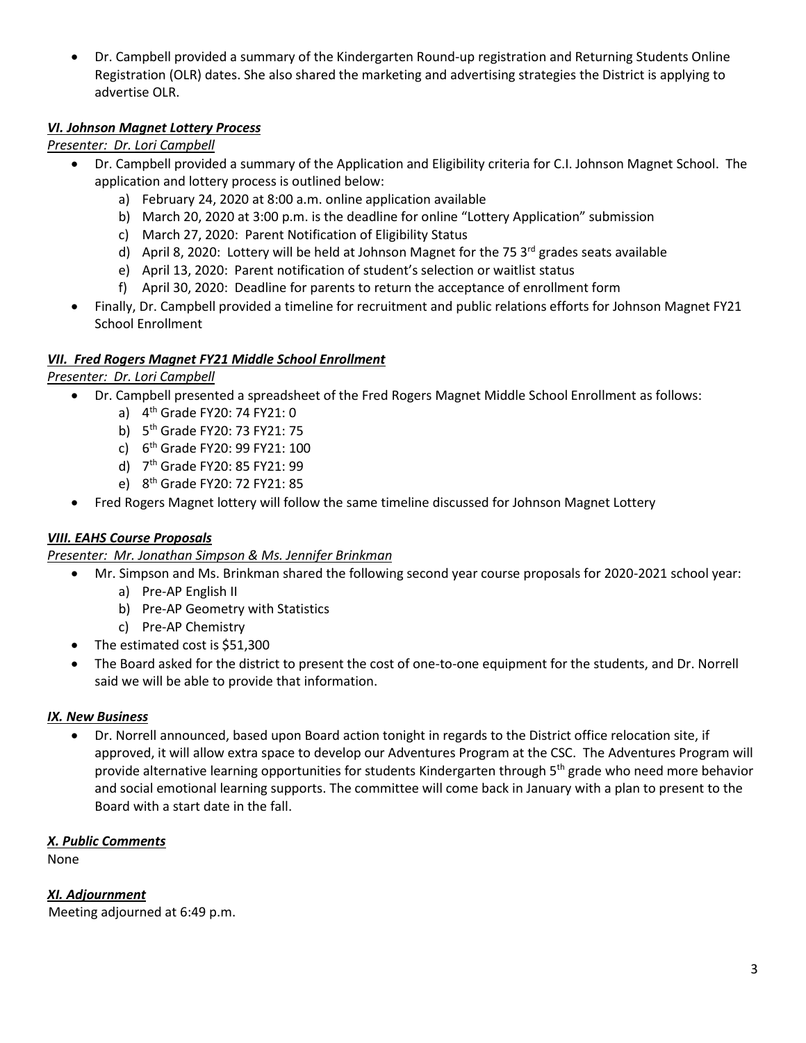- Dr. Campbell provided a summary of the Kindergarten Round-up registration and Returning Students Online Registration (OLR) dates. She also shared the marketing and advertising strategies the District is applying to advertise OLR.

### ***VI. Johnson Magnet Lottery Process***

*Presenter: Dr. Lori Campbell*

- Dr. Campbell provided a summary of the Application and Eligibility criteria for C.I. Johnson Magnet School. The application and lottery process is outlined below:
  - a) February 24, 2020 at 8:00 a.m. online application available
  - b) March 20, 2020 at 3:00 p.m. is the deadline for online "Lottery Application" submission
  - c) March 27, 2020: Parent Notification of Eligibility Status
  - d) April 8, 2020: Lottery will be held at Johnson Magnet for the 75 3rd grades seats available
  - e) April 13, 2020: Parent notification of student's selection or waitlist status
  - f) April 30, 2020: Deadline for parents to return the acceptance of enrollment form
- Finally, Dr. Campbell provided a timeline for recruitment and public relations efforts for Johnson Magnet FY21 School Enrollment

### ***VII. Fred Rogers Magnet FY21 Middle School Enrollment***

*Presenter: Dr. Lori Campbell*

- Dr. Campbell presented a spreadsheet of the Fred Rogers Magnet Middle School Enrollment as follows:
  - a) 4th Grade FY20: 74 FY21: 0
  - b) 5th Grade FY20: 73 FY21: 75
  - c) 6th Grade FY20: 99 FY21: 100
  - d) 7th Grade FY20: 85 FY21: 99
  - e) 8th Grade FY20: 72 FY21: 85
- Fred Rogers Magnet lottery will follow the same timeline discussed for Johnson Magnet Lottery

### ***VIII. EAHS Course Proposals***

*Presenter: Mr. Jonathan Simpson & Ms. Jennifer Brinkman*

- Mr. Simpson and Ms. Brinkman shared the following second year course proposals for 2020-2021 school year:
  - a) Pre-AP English II
  - b) Pre-AP Geometry with Statistics
  - c) Pre-AP Chemistry
- The estimated cost is $51,300
- The Board asked for the district to present the cost of one-to-one equipment for the students, and Dr. Norrell said we will be able to provide that information.

### ***IX. New Business***

- Dr. Norrell announced, based upon Board action tonight in regards to the District office relocation site, if approved, it will allow extra space to develop our Adventures Program at the CSC. The Adventures Program will provide alternative learning opportunities for students Kindergarten through 5th grade who need more behavior and social emotional learning supports. The committee will come back in January with a plan to present to the Board with a start date in the fall.

### ***X. Public Comments***

None

### ***XI. Adjournment***

Meeting adjourned at 6:49 p.m.